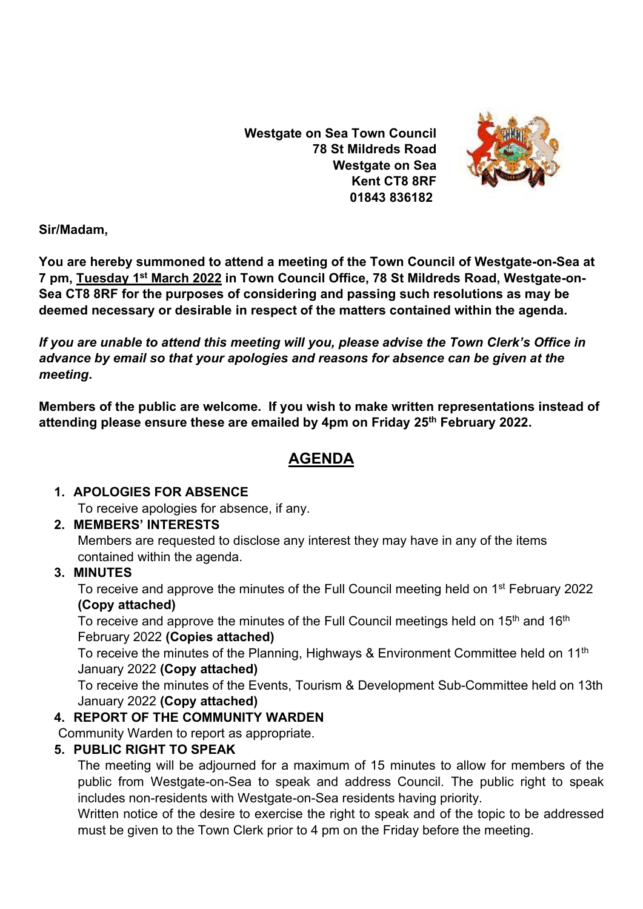**Westgate on Sea Town Council**
**78 St Mildreds Road**
**Westgate on Sea**
**Kent CT8 8RF**
**01843 836182**

**Sir/Madam,**

**You are hereby summoned to attend a meeting of the Town Council of Westgate-on-Sea at 7 pm, <u>Tuesday 1st March 2022</u> in Town Council Office, 78 St Mildreds Road, Westgate-on-Sea CT8 8RF for the purposes of considering and passing such resolutions as may be deemed necessary or desirable in respect of the matters contained within the agenda.**

***If you are unable to attend this meeting will you, please advise the Town Clerk's Office in advance by email so that your apologies and reasons for absence can be given at the meeting*.**

**Members of the public are welcome. If you wish to make written representations instead of attending please ensure these are emailed by 4pm on Friday 25th February 2022.**

# AGENDA

1. **APOLOGIES FOR ABSENCE**
   To receive apologies for absence, if any.
2. **MEMBERS' INTERESTS**
   Members are requested to disclose any interest they may have in any of the items contained within the agenda.
3. **MINUTES**
   To receive and approve the minutes of the Full Council meeting held on 1st February 2022 **(Copy attached)**
   To receive and approve the minutes of the Full Council meetings held on 15th and 16th February 2022 **(Copies attached)**
   To receive the minutes of the Planning, Highways & Environment Committee held on 11th January 2022 **(Copy attached)**
   To receive the minutes of the Events, Tourism & Development Sub-Committee held on 13th January 2022 **(Copy attached)**
4. **REPORT OF THE COMMUNITY WARDEN**
   Community Warden to report as appropriate.
5. **PUBLIC RIGHT TO SPEAK**
   The meeting will be adjourned for a maximum of 15 minutes to allow for members of the public from Westgate-on-Sea to speak and address Council. The public right to speak includes non-residents with Westgate-on-Sea residents having priority.
   Written notice of the desire to exercise the right to speak and of the topic to be addressed must be given to the Town Clerk prior to 4 pm on the Friday before the meeting.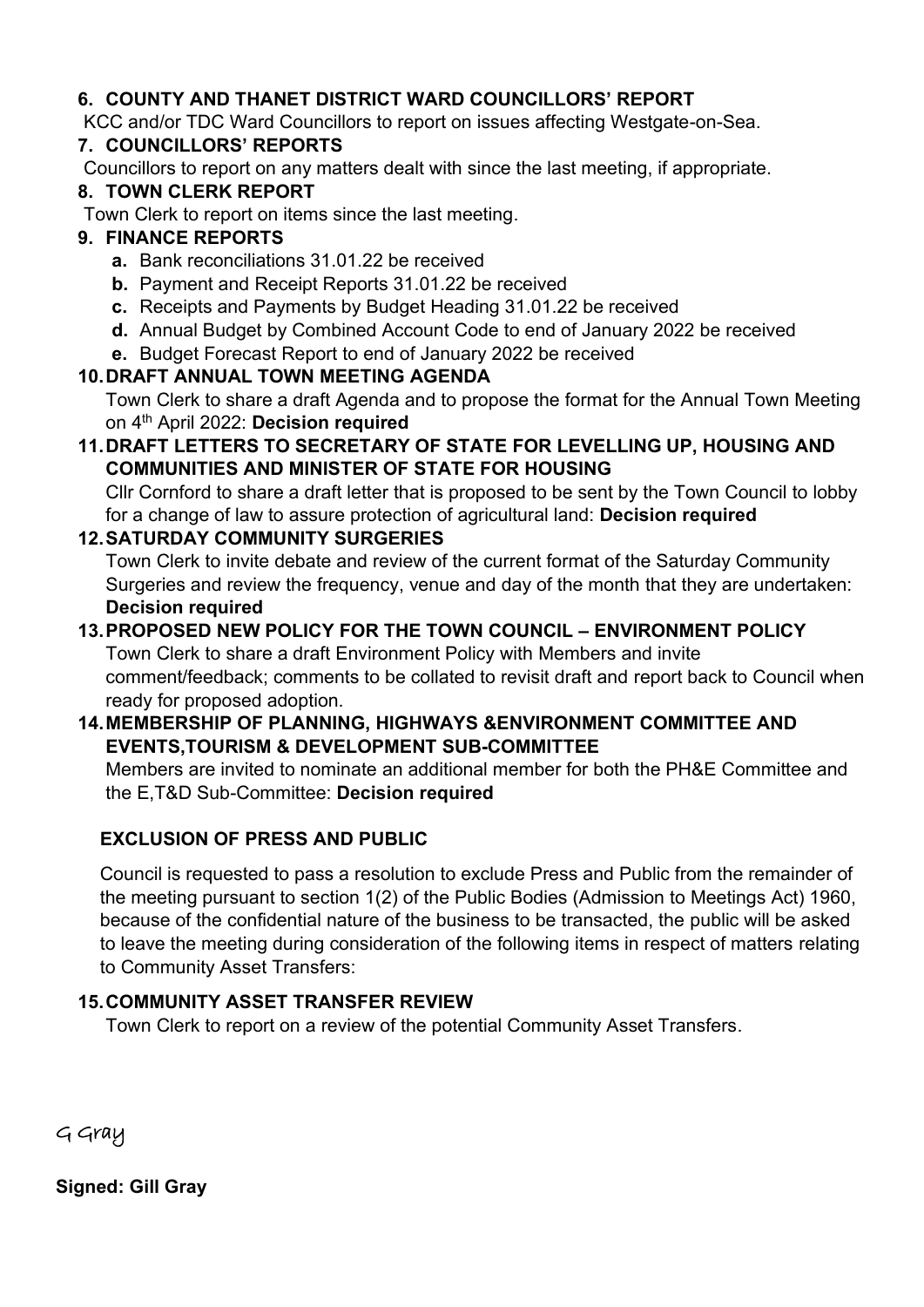**6. COUNTY AND THANET DISTRICT WARD COUNCILLORS' REPORT**

KCC and/or TDC Ward Councillors to report on issues affecting Westgate-on-Sea.

**7. COUNCILLORS' REPORTS**

Councillors to report on any matters dealt with since the last meeting, if appropriate.

**8. TOWN CLERK REPORT**

Town Clerk to report on items since the last meeting.

**9. FINANCE REPORTS**

- **a.** Bank reconciliations 31.01.22 be received
- **b.** Payment and Receipt Reports 31.01.22 be received
- **c.** Receipts and Payments by Budget Heading 31.01.22 be received
- **d.** Annual Budget by Combined Account Code to end of January 2022 be received
- **e.** Budget Forecast Report to end of January 2022 be received

**10. DRAFT ANNUAL TOWN MEETING AGENDA**

Town Clerk to share a draft Agenda and to propose the format for the Annual Town Meeting on 4th April 2022: **Decision required**

**11. DRAFT LETTERS TO SECRETARY OF STATE FOR LEVELLING UP, HOUSING AND COMMUNITIES AND MINISTER OF STATE FOR HOUSING**

Cllr Cornford to share a draft letter that is proposed to be sent by the Town Council to lobby for a change of law to assure protection of agricultural land: **Decision required**

**12. SATURDAY COMMUNITY SURGERIES**

Town Clerk to invite debate and review of the current format of the Saturday Community Surgeries and review the frequency, venue and day of the month that they are undertaken: **Decision required**

**13. PROPOSED NEW POLICY FOR THE TOWN COUNCIL – ENVIRONMENT POLICY**

Town Clerk to share a draft Environment Policy with Members and invite comment/feedback; comments to be collated to revisit draft and report back to Council when ready for proposed adoption.

**14. MEMBERSHIP OF PLANNING, HIGHWAYS &ENVIRONMENT COMMITTEE AND EVENTS,TOURISM & DEVELOPMENT SUB-COMMITTEE**

Members are invited to nominate an additional member for both the PH&E Committee and the E,T&D Sub-Committee: **Decision required**

**EXCLUSION OF PRESS AND PUBLIC**

Council is requested to pass a resolution to exclude Press and Public from the remainder of the meeting pursuant to section 1(2) of the Public Bodies (Admission to Meetings Act) 1960, because of the confidential nature of the business to be transacted, the public will be asked to leave the meeting during consideration of the following items in respect of matters relating to Community Asset Transfers:

**15. COMMUNITY ASSET TRANSFER REVIEW**

Town Clerk to report on a review of the potential Community Asset Transfers.

G Gray

**Signed: Gill Gray**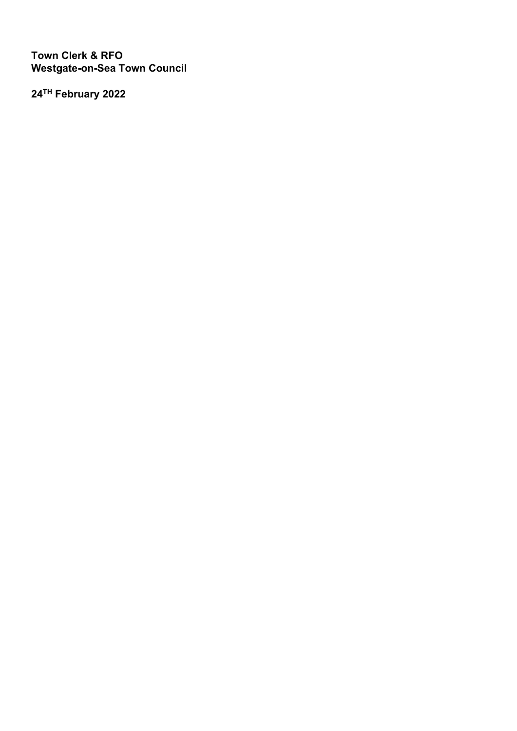**Town Clerk & RFO**
**Westgate-on-Sea Town Council**

**24TH February 2022**